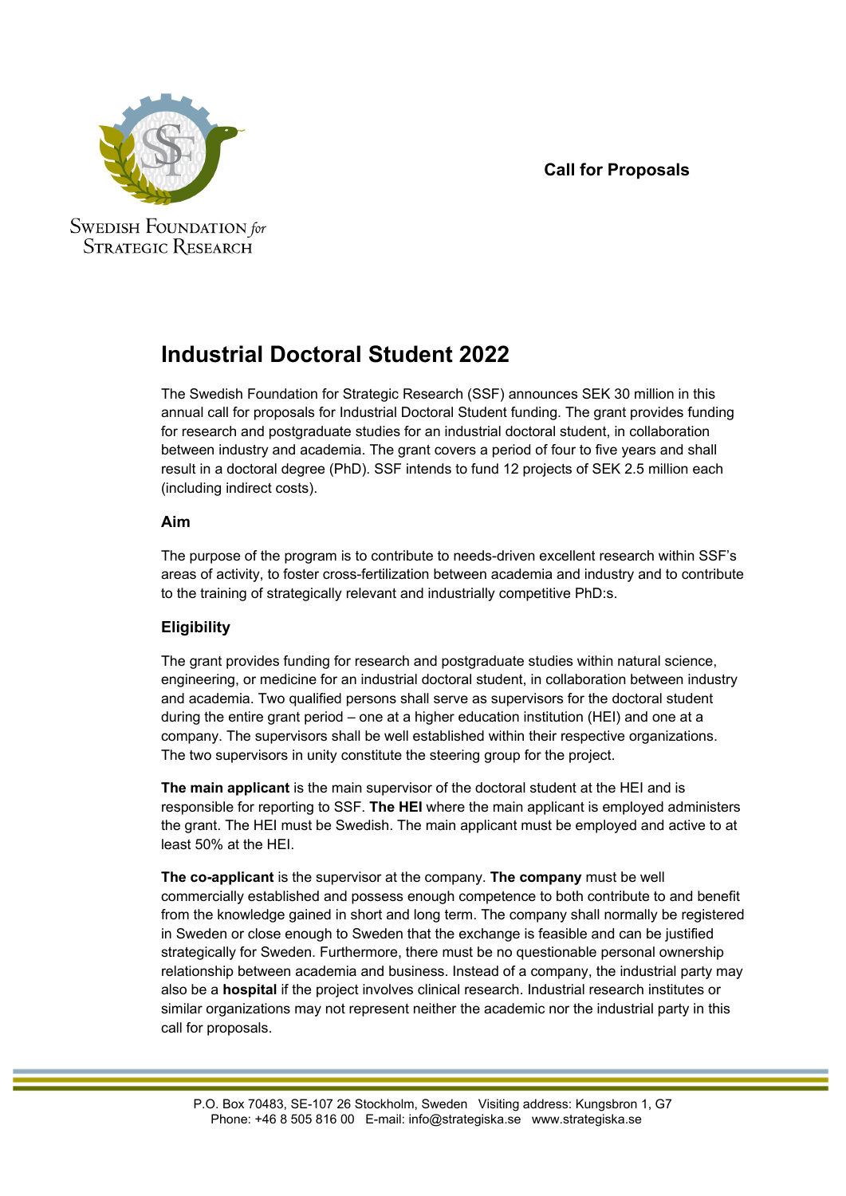Swedish Foundation for Strategic Research

**Call for Proposals**

# Industrial Doctoral Student 2022

The Swedish Foundation for Strategic Research (SSF) announces SEK 30 million in this annual call for proposals for Industrial Doctoral Student funding. The grant provides funding for research and postgraduate studies for an industrial doctoral student, in collaboration between industry and academia. The grant covers a period of four to five years and shall result in a doctoral degree (PhD). SSF intends to fund 12 projects of SEK 2.5 million each (including indirect costs).

## Aim

The purpose of the program is to contribute to needs-driven excellent research within SSF's areas of activity, to foster cross-fertilization between academia and industry and to contribute to the training of strategically relevant and industrially competitive PhD:s.

## Eligibility

The grant provides funding for research and postgraduate studies within natural science, engineering, or medicine for an industrial doctoral student, in collaboration between industry and academia. Two qualified persons shall serve as supervisors for the doctoral student during the entire grant period – one at a higher education institution (HEI) and one at a company. The supervisors shall be well established within their respective organizations. The two supervisors in unity constitute the steering group for the project.

**The main applicant** is the main supervisor of the doctoral student at the HEI and is responsible for reporting to SSF. **The HEI** where the main applicant is employed administers the grant. The HEI must be Swedish. The main applicant must be employed and active to at least 50% at the HEI.

**The co-applicant** is the supervisor at the company. **The company** must be well commercially established and possess enough competence to both contribute to and benefit from the knowledge gained in short and long term. The company shall normally be registered in Sweden or close enough to Sweden that the exchange is feasible and can be justified strategically for Sweden. Furthermore, there must be no questionable personal ownership relationship between academia and business. Instead of a company, the industrial party may also be a **hospital** if the project involves clinical research. Industrial research institutes or similar organizations may not represent neither the academic nor the industrial party in this call for proposals.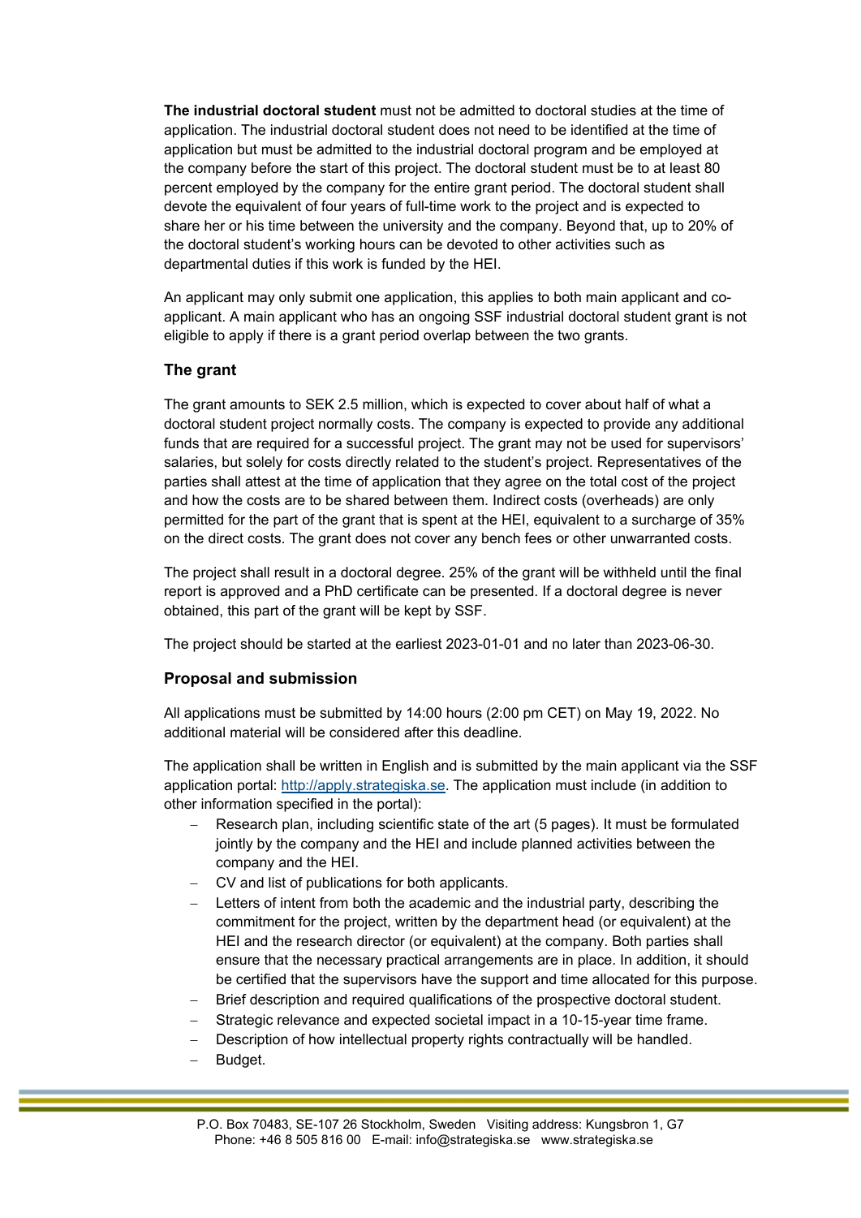**The industrial doctoral student** must not be admitted to doctoral studies at the time of application. The industrial doctoral student does not need to be identified at the time of application but must be admitted to the industrial doctoral program and be employed at the company before the start of this project. The doctoral student must be to at least 80 percent employed by the company for the entire grant period. The doctoral student shall devote the equivalent of four years of full-time work to the project and is expected to share her or his time between the university and the company. Beyond that, up to 20% of the doctoral student's working hours can be devoted to other activities such as departmental duties if this work is funded by the HEI.

An applicant may only submit one application, this applies to both main applicant and co-applicant. A main applicant who has an ongoing SSF industrial doctoral student grant is not eligible to apply if there is a grant period overlap between the two grants.

### The grant

The grant amounts to SEK 2.5 million, which is expected to cover about half of what a doctoral student project normally costs. The company is expected to provide any additional funds that are required for a successful project. The grant may not be used for supervisors' salaries, but solely for costs directly related to the student's project. Representatives of the parties shall attest at the time of application that they agree on the total cost of the project and how the costs are to be shared between them. Indirect costs (overheads) are only permitted for the part of the grant that is spent at the HEI, equivalent to a surcharge of 35% on the direct costs. The grant does not cover any bench fees or other unwarranted costs.

The project shall result in a doctoral degree. 25% of the grant will be withheld until the final report is approved and a PhD certificate can be presented. If a doctoral degree is never obtained, this part of the grant will be kept by SSF.

The project should be started at the earliest 2023-01-01 and no later than 2023-06-30.

### Proposal and submission

All applications must be submitted by 14:00 hours (2:00 pm CET) on May 19, 2022. No additional material will be considered after this deadline.

The application shall be written in English and is submitted by the main applicant via the SSF application portal: http://apply.strategiska.se. The application must include (in addition to other information specified in the portal):

- Research plan, including scientific state of the art (5 pages). It must be formulated jointly by the company and the HEI and include planned activities between the company and the HEI.
- CV and list of publications for both applicants.
- Letters of intent from both the academic and the industrial party, describing the commitment for the project, written by the department head (or equivalent) at the HEI and the research director (or equivalent) at the company. Both parties shall ensure that the necessary practical arrangements are in place. In addition, it should be certified that the supervisors have the support and time allocated for this purpose.
- Brief description and required qualifications of the prospective doctoral student.
- Strategic relevance and expected societal impact in a 10-15-year time frame.
- Description of how intellectual property rights contractually will be handled.
- Budget.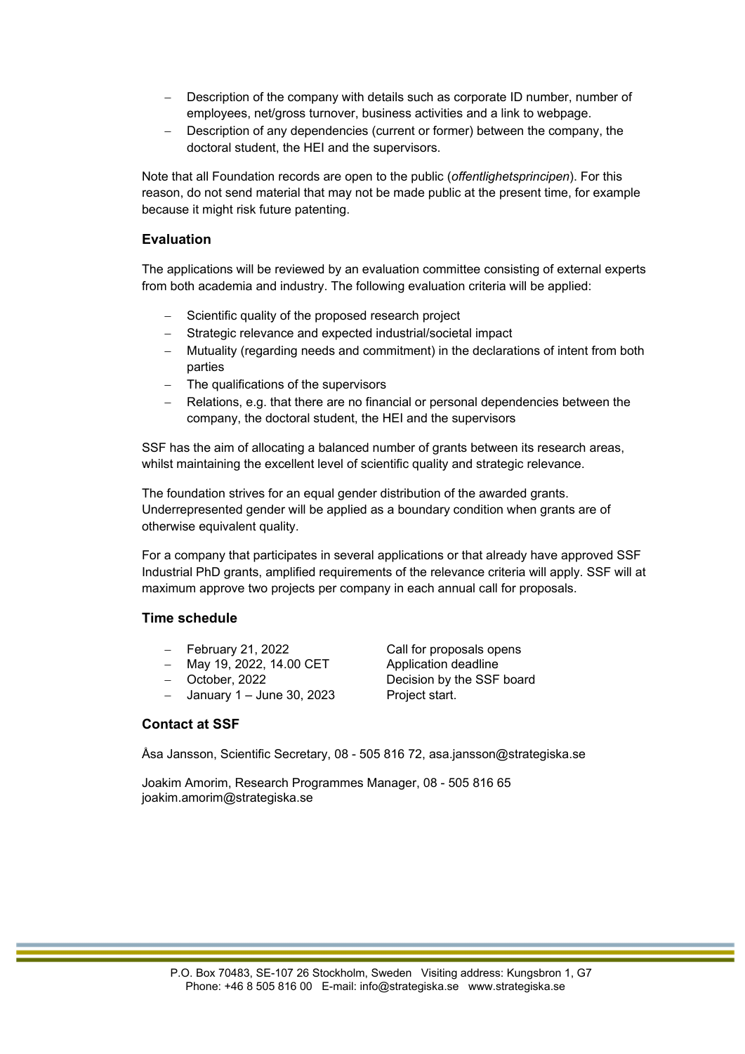- Description of the company with details such as corporate ID number, number of employees, net/gross turnover, business activities and a link to webpage.
- Description of any dependencies (current or former) between the company, the doctoral student, the HEI and the supervisors.

Note that all Foundation records are open to the public (*offentlighetsprincipen*). For this reason, do not send material that may not be made public at the present time, for example because it might risk future patenting.

### Evaluation

The applications will be reviewed by an evaluation committee consisting of external experts from both academia and industry. The following evaluation criteria will be applied:

- Scientific quality of the proposed research project
- Strategic relevance and expected industrial/societal impact
- Mutuality (regarding needs and commitment) in the declarations of intent from both parties
- The qualifications of the supervisors
- Relations, e.g. that there are no financial or personal dependencies between the company, the doctoral student, the HEI and the supervisors

SSF has the aim of allocating a balanced number of grants between its research areas, whilst maintaining the excellent level of scientific quality and strategic relevance.

The foundation strives for an equal gender distribution of the awarded grants. Underrepresented gender will be applied as a boundary condition when grants are of otherwise equivalent quality.

For a company that participates in several applications or that already have approved SSF Industrial PhD grants, amplified requirements of the relevance criteria will apply. SSF will at maximum approve two projects per company in each annual call for proposals.

### Time schedule

- February 21, 2022 — Call for proposals opens
- May 19, 2022, 14.00 CET — Application deadline
- October, 2022 — Decision by the SSF board
- January 1 – June 30, 2023 — Project start.

### Contact at SSF

Åsa Jansson, Scientific Secretary, 08 - 505 816 72, asa.jansson@strategiska.se

Joakim Amorim, Research Programmes Manager, 08 - 505 816 65
joakim.amorim@strategiska.se

P.O. Box 70483, SE-107 26 Stockholm, Sweden Visiting address: Kungsbron 1, G7
Phone: +46 8 505 816 00 E-mail: info@strategiska.se www.strategiska.se